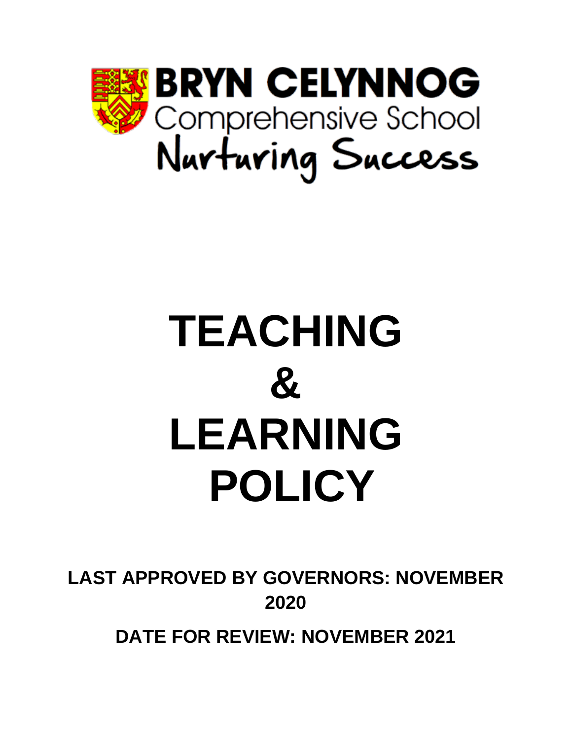**BRYN CELYNNOG**
Comprehensive School
Nurturing Success

# TEACHING & LEARNING POLICY

**LAST APPROVED BY GOVERNORS: NOVEMBER 2020**

**DATE FOR REVIEW: NOVEMBER 2021**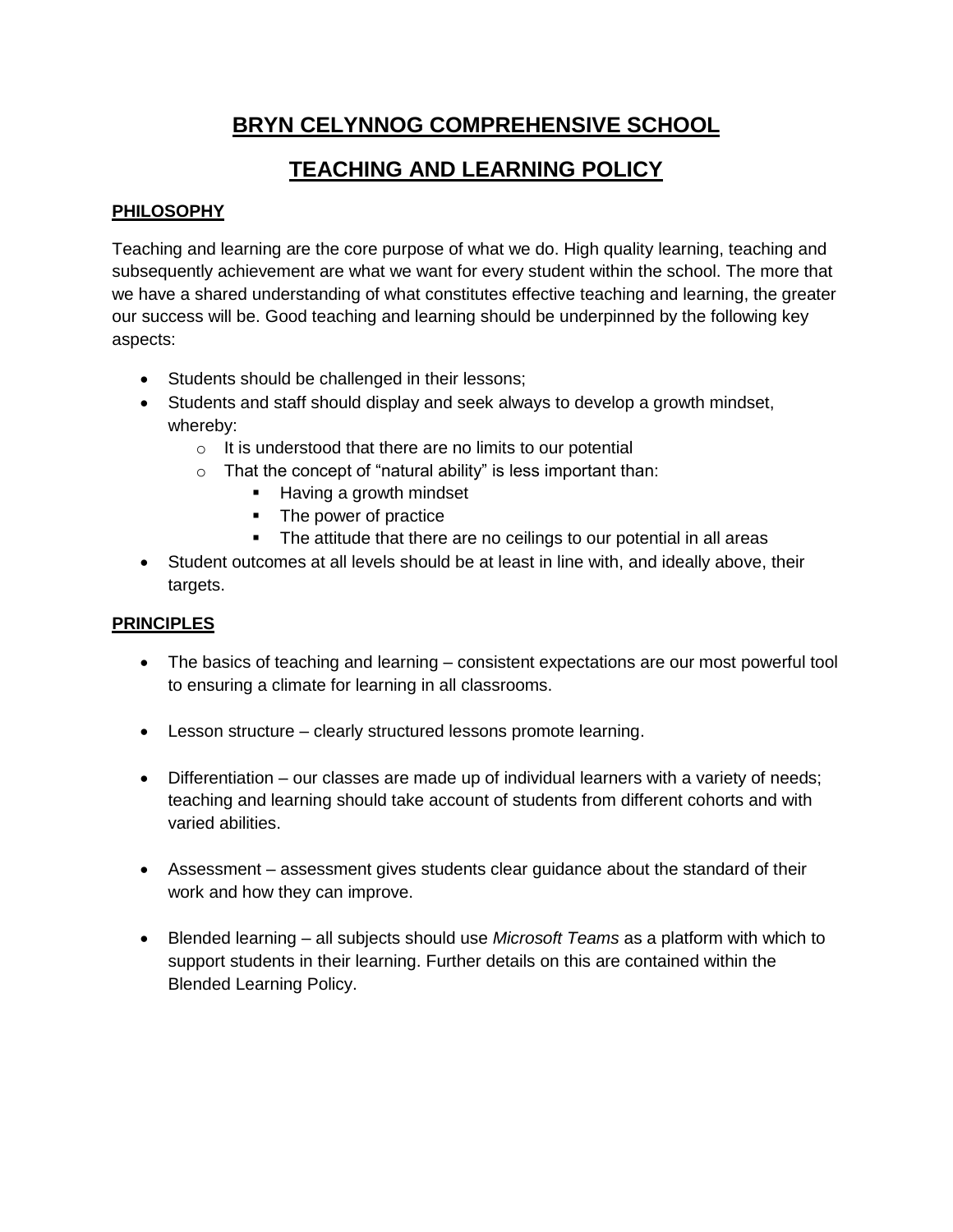# BRYN CELYNNOG COMPREHENSIVE SCHOOL

# TEACHING AND LEARNING POLICY

## PHILOSOPHY

Teaching and learning are the core purpose of what we do. High quality learning, teaching and subsequently achievement are what we want for every student within the school. The more that we have a shared understanding of what constitutes effective teaching and learning, the greater our success will be. Good teaching and learning should be underpinned by the following key aspects:

- Students should be challenged in their lessons;
- Students and staff should display and seek always to develop a growth mindset, whereby:
  - It is understood that there are no limits to our potential
  - That the concept of "natural ability" is less important than:
    - Having a growth mindset
    - The power of practice
    - The attitude that there are no ceilings to our potential in all areas
- Student outcomes at all levels should be at least in line with, and ideally above, their targets.

## PRINCIPLES

- The basics of teaching and learning – consistent expectations are our most powerful tool to ensuring a climate for learning in all classrooms.

- Lesson structure – clearly structured lessons promote learning.

- Differentiation – our classes are made up of individual learners with a variety of needs; teaching and learning should take account of students from different cohorts and with varied abilities.

- Assessment – assessment gives students clear guidance about the standard of their work and how they can improve.

- Blended learning – all subjects should use *Microsoft Teams* as a platform with which to support students in their learning. Further details on this are contained within the Blended Learning Policy.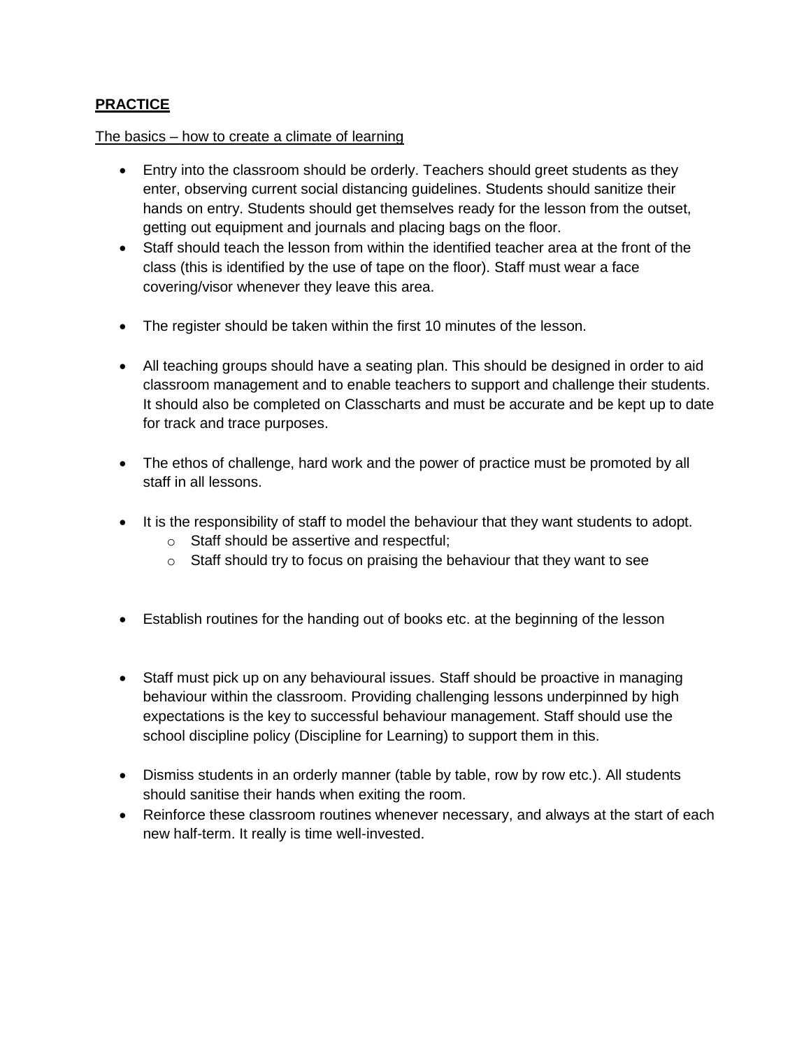**<u>PRACTICE</u>**

<u>The basics – how to create a climate of learning</u>

- Entry into the classroom should be orderly. Teachers should greet students as they enter, observing current social distancing guidelines. Students should sanitize their hands on entry. Students should get themselves ready for the lesson from the outset, getting out equipment and journals and placing bags on the floor.
- Staff should teach the lesson from within the identified teacher area at the front of the class (this is identified by the use of tape on the floor). Staff must wear a face covering/visor whenever they leave this area.
- The register should be taken within the first 10 minutes of the lesson.
- All teaching groups should have a seating plan. This should be designed in order to aid classroom management and to enable teachers to support and challenge their students. It should also be completed on Classcharts and must be accurate and be kept up to date for track and trace purposes.
- The ethos of challenge, hard work and the power of practice must be promoted by all staff in all lessons.
- It is the responsibility of staff to model the behaviour that they want students to adopt.
    - Staff should be assertive and respectful;
    - Staff should try to focus on praising the behaviour that they want to see
- Establish routines for the handing out of books etc. at the beginning of the lesson
- Staff must pick up on any behavioural issues. Staff should be proactive in managing behaviour within the classroom. Providing challenging lessons underpinned by high expectations is the key to successful behaviour management. Staff should use the school discipline policy (Discipline for Learning) to support them in this.
- Dismiss students in an orderly manner (table by table, row by row etc.). All students should sanitise their hands when exiting the room.
- Reinforce these classroom routines whenever necessary, and always at the start of each new half-term. It really is time well-invested.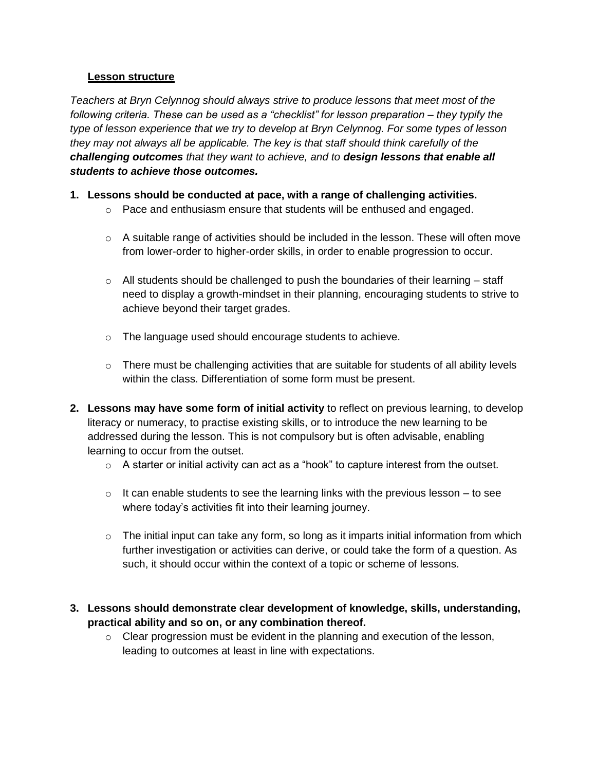**Lesson structure**

*Teachers at Bryn Celynnog should always strive to produce lessons that meet most of the following criteria. These can be used as a "checklist" for lesson preparation – they typify the type of lesson experience that we try to develop at Bryn Celynnog. For some types of lesson they may not always all be applicable. The key is that staff should think carefully of the* ***challenging outcomes*** *that they want to achieve, and to* ***design lessons that enable all students to achieve those outcomes.***

1. **Lessons should be conducted at pace, with a range of challenging activities.**
   - Pace and enthusiasm ensure that students will be enthused and engaged.
   - A suitable range of activities should be included in the lesson. These will often move from lower-order to higher-order skills, in order to enable progression to occur.
   - All students should be challenged to push the boundaries of their learning – staff need to display a growth-mindset in their planning, encouraging students to strive to achieve beyond their target grades.
   - The language used should encourage students to achieve.
   - There must be challenging activities that are suitable for students of all ability levels within the class. Differentiation of some form must be present.

2. **Lessons may have some form of initial activity** to reflect on previous learning, to develop literacy or numeracy, to practise existing skills, or to introduce the new learning to be addressed during the lesson. This is not compulsory but is often advisable, enabling learning to occur from the outset.
   - A starter or initial activity can act as a "hook" to capture interest from the outset.
   - It can enable students to see the learning links with the previous lesson – to see where today's activities fit into their learning journey.
   - The initial input can take any form, so long as it imparts initial information from which further investigation or activities can derive, or could take the form of a question. As such, it should occur within the context of a topic or scheme of lessons.

3. **Lessons should demonstrate clear development of knowledge, skills, understanding, practical ability and so on, or any combination thereof.**
   - Clear progression must be evident in the planning and execution of the lesson, leading to outcomes at least in line with expectations.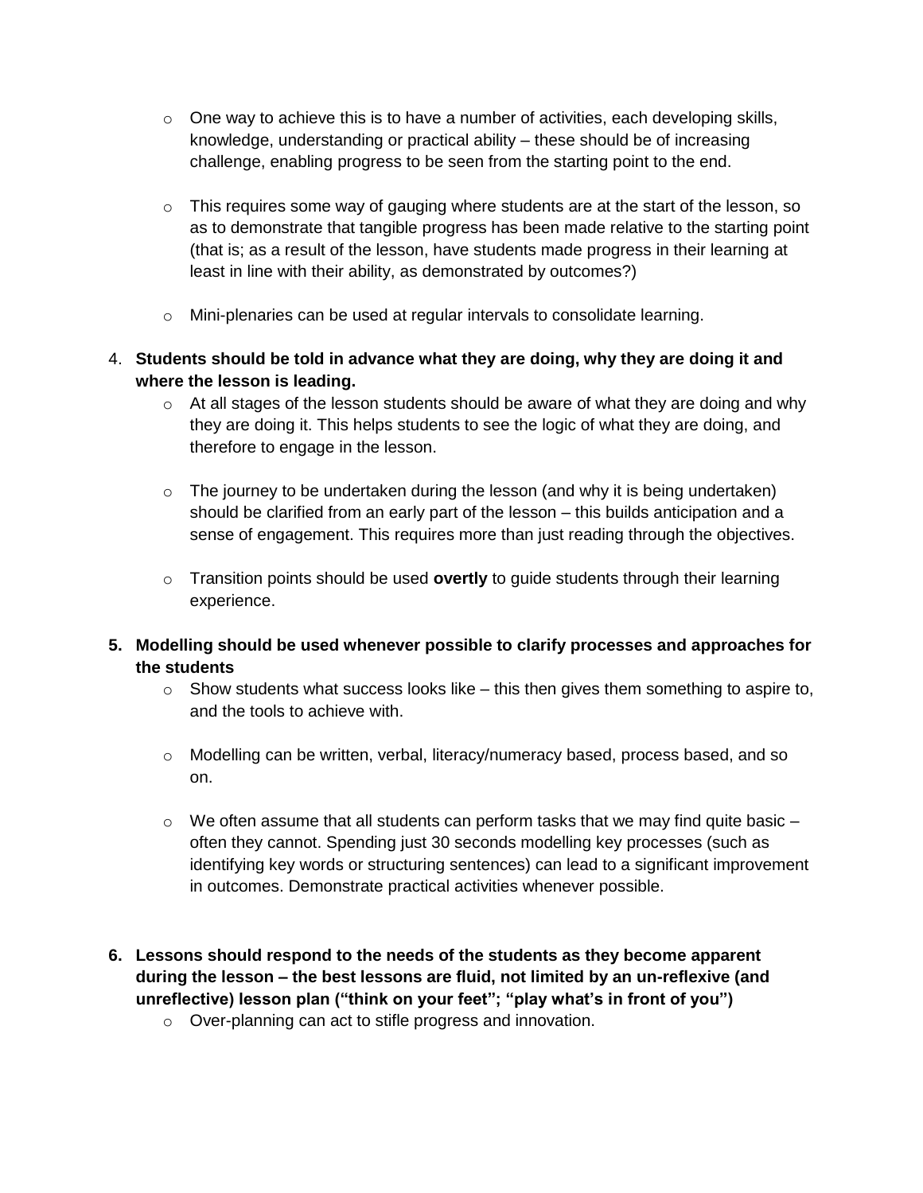- One way to achieve this is to have a number of activities, each developing skills, knowledge, understanding or practical ability – these should be of increasing challenge, enabling progress to be seen from the starting point to the end.

- This requires some way of gauging where students are at the start of the lesson, so as to demonstrate that tangible progress has been made relative to the starting point (that is; as a result of the lesson, have students made progress in their learning at least in line with their ability, as demonstrated by outcomes?)

- Mini-plenaries can be used at regular intervals to consolidate learning.

4. **Students should be told in advance what they are doing, why they are doing it and where the lesson is leading.**
   - At all stages of the lesson students should be aware of what they are doing and why they are doing it. This helps students to see the logic of what they are doing, and therefore to engage in the lesson.

   - The journey to be undertaken during the lesson (and why it is being undertaken) should be clarified from an early part of the lesson – this builds anticipation and a sense of engagement. This requires more than just reading through the objectives.

   - Transition points should be used **overtly** to guide students through their learning experience.

5. **Modelling should be used whenever possible to clarify processes and approaches for the students**
   - Show students what success looks like – this then gives them something to aspire to, and the tools to achieve with.

   - Modelling can be written, verbal, literacy/numeracy based, process based, and so on.

   - We often assume that all students can perform tasks that we may find quite basic – often they cannot. Spending just 30 seconds modelling key processes (such as identifying key words or structuring sentences) can lead to a significant improvement in outcomes. Demonstrate practical activities whenever possible.

6. **Lessons should respond to the needs of the students as they become apparent during the lesson – the best lessons are fluid, not limited by an un-reflexive (and unreflective) lesson plan ("think on your feet"; "play what's in front of you")**
   - Over-planning can act to stifle progress and innovation.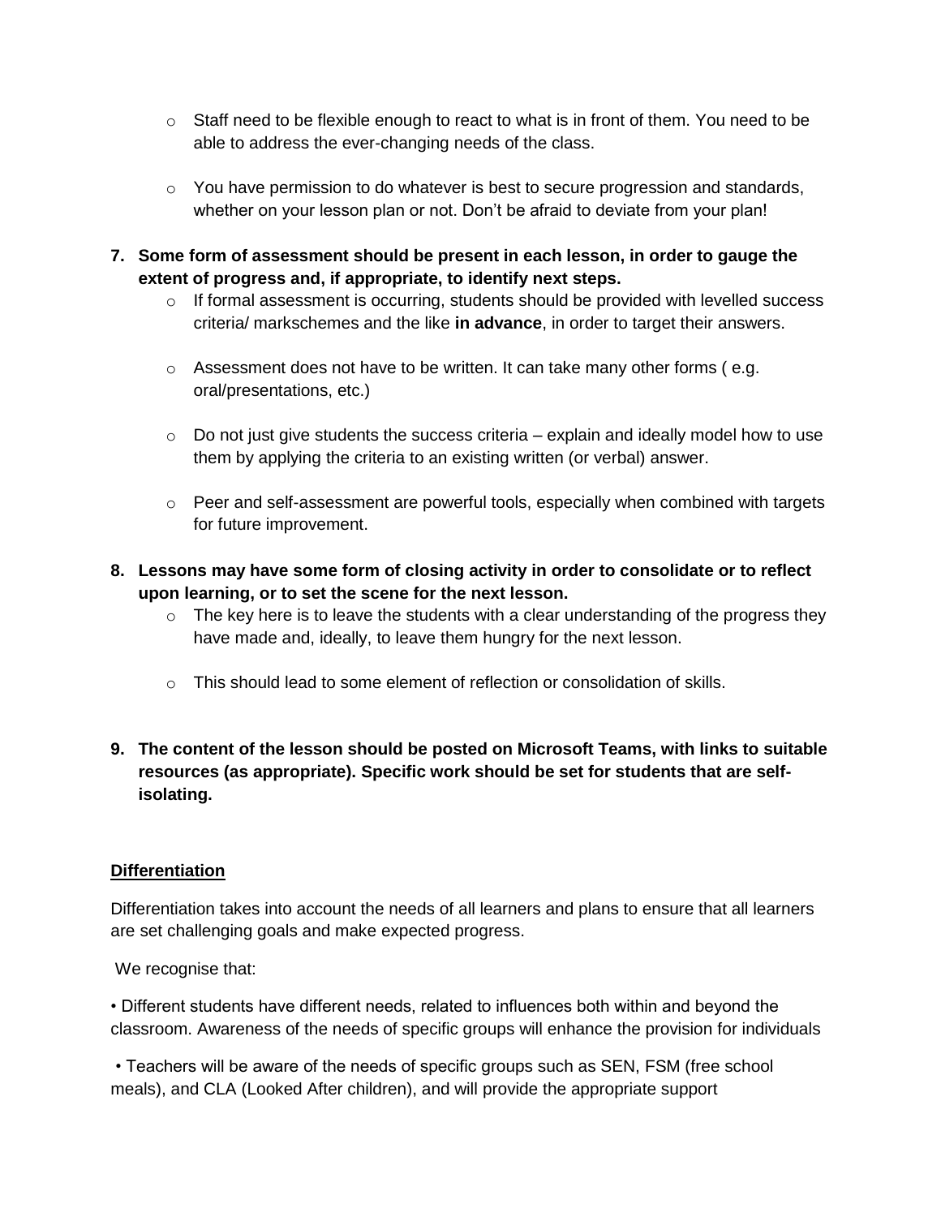- Staff need to be flexible enough to react to what is in front of them. You need to be able to address the ever-changing needs of the class.

- You have permission to do whatever is best to secure progression and standards, whether on your lesson plan or not. Don't be afraid to deviate from your plan!

7. **Some form of assessment should be present in each lesson, in order to gauge the extent of progress and, if appropriate, to identify next steps.**
    - If formal assessment is occurring, students should be provided with levelled success criteria/ markschemes and the like **in advance**, in order to target their answers.

    - Assessment does not have to be written. It can take many other forms ( e.g. oral/presentations, etc.)

    - Do not just give students the success criteria – explain and ideally model how to use them by applying the criteria to an existing written (or verbal) answer.

    - Peer and self-assessment are powerful tools, especially when combined with targets for future improvement.

8. **Lessons may have some form of closing activity in order to consolidate or to reflect upon learning, or to set the scene for the next lesson.**
    - The key here is to leave the students with a clear understanding of the progress they have made and, ideally, to leave them hungry for the next lesson.

    - This should lead to some element of reflection or consolidation of skills.

9. **The content of the lesson should be posted on Microsoft Teams, with links to suitable resources (as appropriate). Specific work should be set for students that are self-isolating.**

**<u>Differentiation</u>**

Differentiation takes into account the needs of all learners and plans to ensure that all learners are set challenging goals and make expected progress.

We recognise that:

• Different students have different needs, related to influences both within and beyond the classroom. Awareness of the needs of specific groups will enhance the provision for individuals

• Teachers will be aware of the needs of specific groups such as SEN, FSM (free school meals), and CLA (Looked After children), and will provide the appropriate support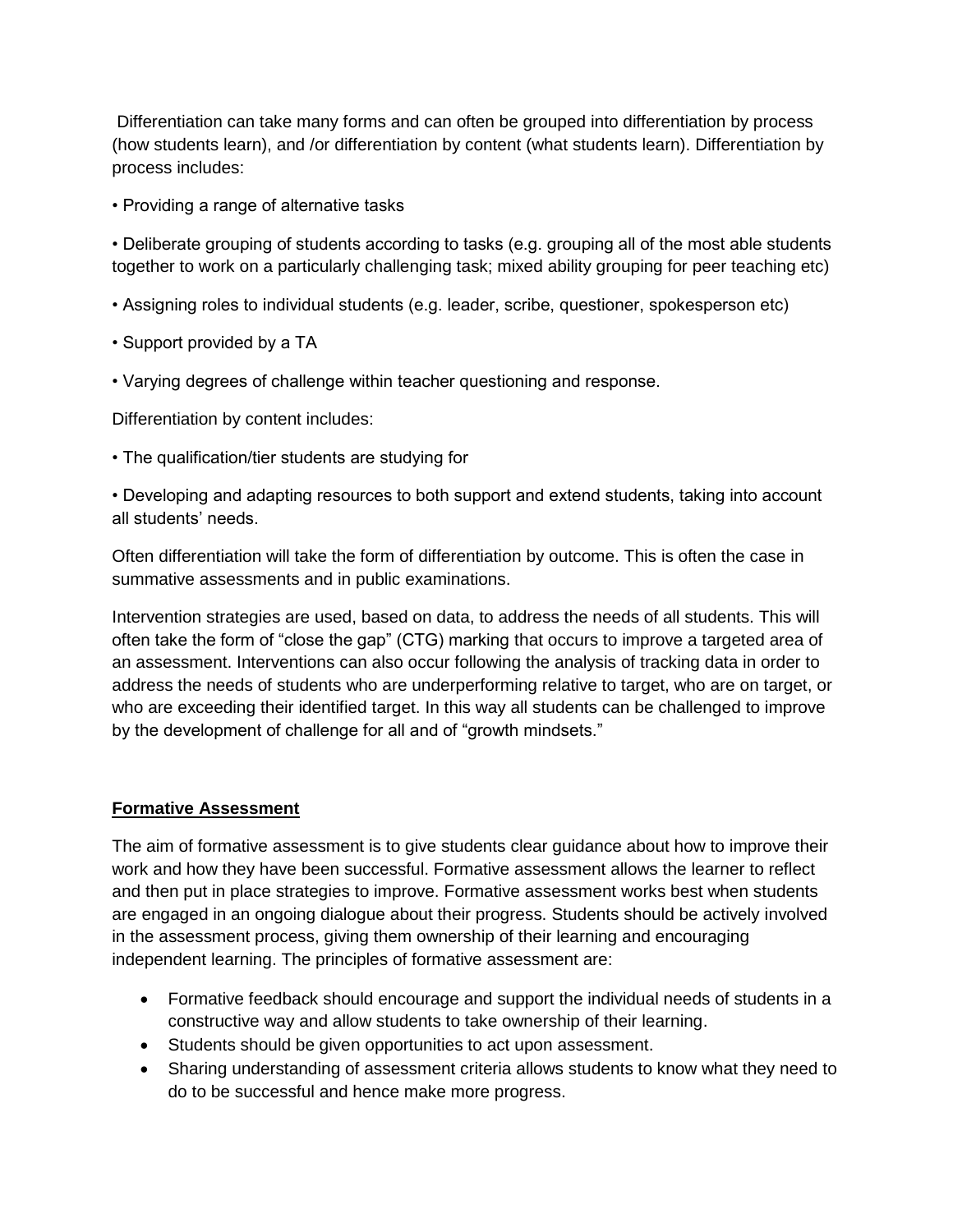Differentiation can take many forms and can often be grouped into differentiation by process (how students learn), and /or differentiation by content (what students learn). Differentiation by process includes:

• Providing a range of alternative tasks

• Deliberate grouping of students according to tasks (e.g. grouping all of the most able students together to work on a particularly challenging task; mixed ability grouping for peer teaching etc)

• Assigning roles to individual students (e.g. leader, scribe, questioner, spokesperson etc)

• Support provided by a TA

• Varying degrees of challenge within teacher questioning and response.

Differentiation by content includes:

• The qualification/tier students are studying for

• Developing and adapting resources to both support and extend students, taking into account all students' needs.

Often differentiation will take the form of differentiation by outcome. This is often the case in summative assessments and in public examinations.

Intervention strategies are used, based on data, to address the needs of all students. This will often take the form of "close the gap" (CTG) marking that occurs to improve a targeted area of an assessment. Interventions can also occur following the analysis of tracking data in order to address the needs of students who are underperforming relative to target, who are on target, or who are exceeding their identified target. In this way all students can be challenged to improve by the development of challenge for all and of "growth mindsets."

**Formative Assessment**

The aim of formative assessment is to give students clear guidance about how to improve their work and how they have been successful. Formative assessment allows the learner to reflect and then put in place strategies to improve. Formative assessment works best when students are engaged in an ongoing dialogue about their progress. Students should be actively involved in the assessment process, giving them ownership of their learning and encouraging independent learning. The principles of formative assessment are:

- Formative feedback should encourage and support the individual needs of students in a constructive way and allow students to take ownership of their learning.
- Students should be given opportunities to act upon assessment.
- Sharing understanding of assessment criteria allows students to know what they need to do to be successful and hence make more progress.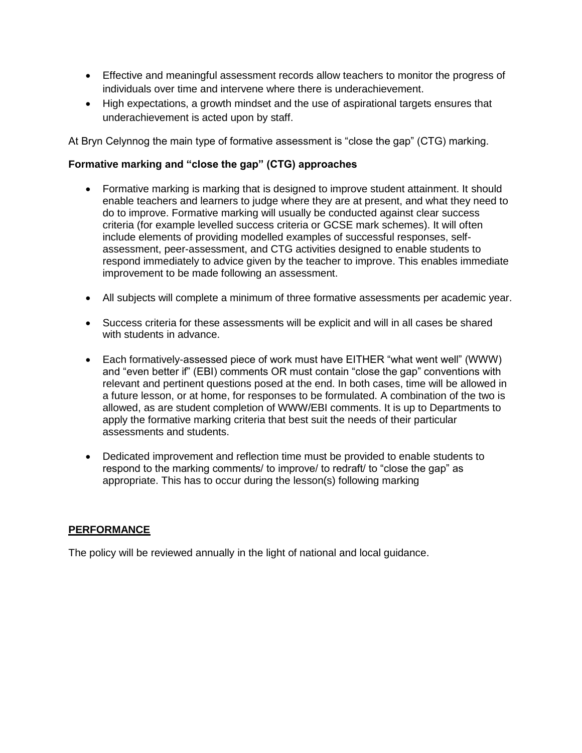- Effective and meaningful assessment records allow teachers to monitor the progress of individuals over time and intervene where there is underachievement.
- High expectations, a growth mindset and the use of aspirational targets ensures that underachievement is acted upon by staff.

At Bryn Celynnog the main type of formative assessment is "close the gap" (CTG) marking.

**Formative marking and "close the gap" (CTG) approaches**

- Formative marking is marking that is designed to improve student attainment. It should enable teachers and learners to judge where they are at present, and what they need to do to improve. Formative marking will usually be conducted against clear success criteria (for example levelled success criteria or GCSE mark schemes). It will often include elements of providing modelled examples of successful responses, self-assessment, peer-assessment, and CTG activities designed to enable students to respond immediately to advice given by the teacher to improve. This enables immediate improvement to be made following an assessment.

- All subjects will complete a minimum of three formative assessments per academic year.

- Success criteria for these assessments will be explicit and will in all cases be shared with students in advance.

- Each formatively-assessed piece of work must have EITHER "what went well" (WWW) and "even better if" (EBI) comments OR must contain "close the gap" conventions with relevant and pertinent questions posed at the end. In both cases, time will be allowed in a future lesson, or at home, for responses to be formulated. A combination of the two is allowed, as are student completion of WWW/EBI comments. It is up to Departments to apply the formative marking criteria that best suit the needs of their particular assessments and students.

- Dedicated improvement and reflection time must be provided to enable students to respond to the marking comments/ to improve/ to redraft/ to "close the gap" as appropriate. This has to occur during the lesson(s) following marking

## PERFORMANCE

The policy will be reviewed annually in the light of national and local guidance.